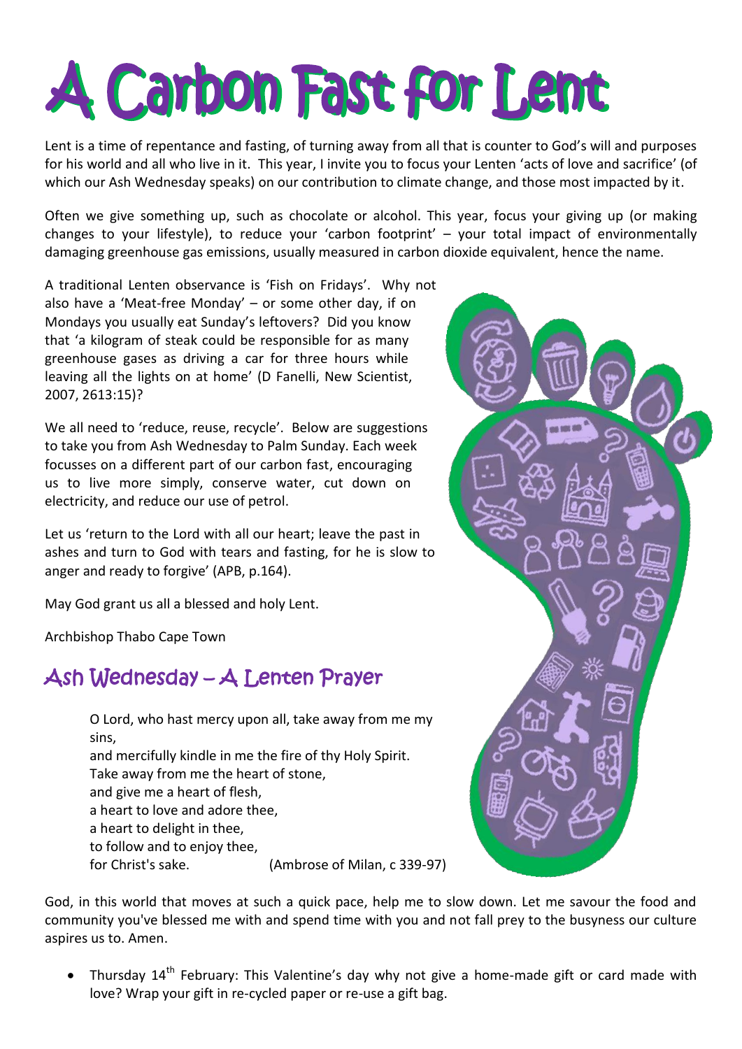# A Carbon Fast for Lent

Lent is a time of repentance and fasting, of turning away from all that is counter to God's will and purposes for his world and all who live in it. This year, I invite you to focus your Lenten 'acts of love and sacrifice' (of which our Ash Wednesday speaks) on our contribution to climate change, and those most impacted by it.

Often we give something up, such as chocolate or alcohol. This year, focus your giving up (or making changes to your lifestyle), to reduce your 'carbon footprint' – your total impact of environmentally damaging greenhouse gas emissions, usually measured in carbon dioxide equivalent, hence the name.

A traditional Lenten observance is 'Fish on Fridays'. Why not also have a 'Meat-free Monday' – or some other day, if on Mondays you usually eat Sunday's leftovers? Did you know that 'a kilogram of steak could be responsible for as many greenhouse gases as driving a car for three hours while leaving all the lights on at home' (D Fanelli, New Scientist, 2007, 2613:15)?

We all need to 'reduce, reuse, recycle'. Below are suggestions to take you from Ash Wednesday to Palm Sunday. Each week focusses on a different part of our carbon fast, encouraging us to live more simply, conserve water, cut down on electricity, and reduce our use of petrol.

Let us 'return to the Lord with all our heart; leave the past in ashes and turn to God with tears and fasting, for he is slow to anger and ready to forgive' (APB, p.164).

May God grant us all a blessed and holy Lent.

Archbishop Thabo Cape Town

## Ash Wednesday – A Lenten Prayer

> O Lord, who hast mercy upon all, take away from me my sins,
> and mercifully kindle in me the fire of thy Holy Spirit.
> Take away from me the heart of stone,
> and give me a heart of flesh,
> a heart to love and adore thee,
> a heart to delight in thee,
> to follow and to enjoy thee,
> for Christ's sake. (Ambrose of Milan, c 339-97)

God, in this world that moves at such a quick pace, help me to slow down. Let me savour the food and community you've blessed me with and spend time with you and not fall prey to the busyness our culture aspires us to. Amen.

- Thursday 14th February: This Valentine's day why not give a home-made gift or card made with love? Wrap your gift in re-cycled paper or re-use a gift bag.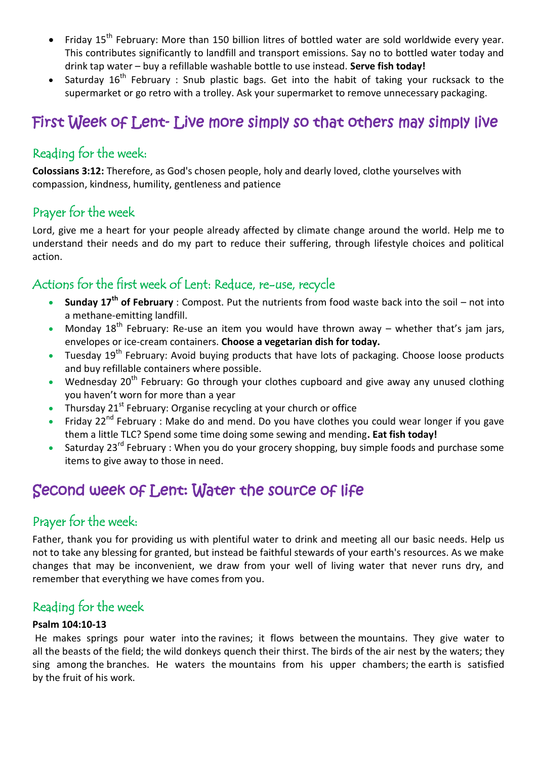- Friday 15th February: More than 150 billion litres of bottled water are sold worldwide every year. This contributes significantly to landfill and transport emissions. Say no to bottled water today and drink tap water – buy a refillable washable bottle to use instead. **Serve fish today!**
- Saturday 16th February : Snub plastic bags. Get into the habit of taking your rucksack to the supermarket or go retro with a trolley. Ask your supermarket to remove unnecessary packaging.

# First Week of Lent- Live more simply so that others may simply live

## Reading for the week:

**Colossians 3:12:** Therefore, as God's chosen people, holy and dearly loved, clothe yourselves with compassion, kindness, humility, gentleness and patience

## Prayer for the week

Lord, give me a heart for your people already affected by climate change around the world. Help me to understand their needs and do my part to reduce their suffering, through lifestyle choices and political action.

## Actions for the first week of Lent: Reduce, re-use, recycle

- **Sunday 17th of February** : Compost. Put the nutrients from food waste back into the soil – not into a methane-emitting landfill.
- Monday 18th February: Re-use an item you would have thrown away – whether that's jam jars, envelopes or ice-cream containers. **Choose a vegetarian dish for today.**
- Tuesday 19th February: Avoid buying products that have lots of packaging. Choose loose products and buy refillable containers where possible.
- Wednesday 20th February: Go through your clothes cupboard and give away any unused clothing you haven't worn for more than a year
- Thursday 21st February: Organise recycling at your church or office
- Friday 22nd February : Make do and mend. Do you have clothes you could wear longer if you gave them a little TLC? Spend some time doing some sewing and mending**. Eat fish today!**
- Saturday 23rd February : When you do your grocery shopping, buy simple foods and purchase some items to give away to those in need.

# Second week of Lent: Water the source of life

## Prayer for the week:

Father, thank you for providing us with plentiful water to drink and meeting all our basic needs. Help us not to take any blessing for granted, but instead be faithful stewards of your earth's resources. As we make changes that may be inconvenient, we draw from your well of living water that never runs dry, and remember that everything we have comes from you.

## Reading for the week

**Psalm 104:10-13**

He makes springs pour water into the ravines; it flows between the mountains. They give water to all the beasts of the field; the wild donkeys quench their thirst. The birds of the air nest by the waters; they sing among the branches. He waters the mountains from his upper chambers; the earth is satisfied by the fruit of his work.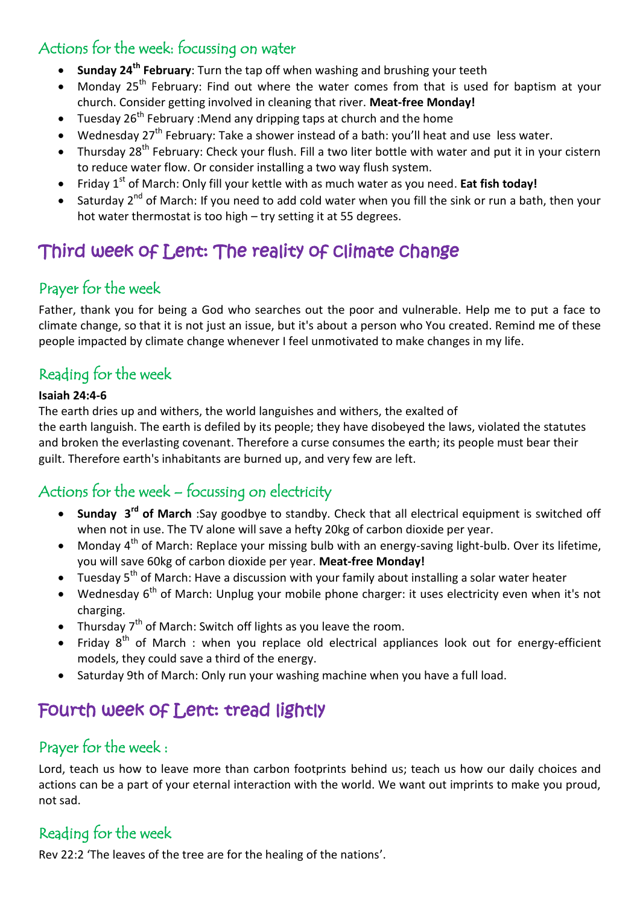## Actions for the week: focussing on water

- **Sunday 24th February**: Turn the tap off when washing and brushing your teeth
- Monday 25th February: Find out where the water comes from that is used for baptism at your church. Consider getting involved in cleaning that river. **Meat-free Monday!**
- Tuesday 26th February :Mend any dripping taps at church and the home
- Wednesday 27th February: Take a shower instead of a bath: you'll heat and use less water.
- Thursday 28th February: Check your flush. Fill a two liter bottle with water and put it in your cistern to reduce water flow. Or consider installing a two way flush system.
- Friday 1st of March: Only fill your kettle with as much water as you need. **Eat fish today!**
- Saturday 2nd of March: If you need to add cold water when you fill the sink or run a bath, then your hot water thermostat is too high – try setting it at 55 degrees.

# Third week of Lent: The reality of climate change

## Prayer for the week

Father, thank you for being a God who searches out the poor and vulnerable. Help me to put a face to climate change, so that it is not just an issue, but it's about a person who You created. Remind me of these people impacted by climate change whenever I feel unmotivated to make changes in my life.

## Reading for the week

**Isaiah 24:4-6**

The earth dries up and withers, the world languishes and withers, the exalted of the earth languish. The earth is defiled by its people; they have disobeyed the laws, violated the statutes and broken the everlasting covenant. Therefore a curse consumes the earth; its people must bear their guilt. Therefore earth's inhabitants are burned up, and very few are left.

## Actions for the week – focussing on electricity

- **Sunday 3rd of March** :Say goodbye to standby. Check that all electrical equipment is switched off when not in use. The TV alone will save a hefty 20kg of carbon dioxide per year.
- Monday 4th of March: Replace your missing bulb with an energy-saving light-bulb. Over its lifetime, you will save 60kg of carbon dioxide per year. **Meat-free Monday!**
- Tuesday 5th of March: Have a discussion with your family about installing a solar water heater
- Wednesday 6th of March: Unplug your mobile phone charger: it uses electricity even when it's not charging.
- Thursday 7th of March: Switch off lights as you leave the room.
- Friday 8th of March : when you replace old electrical appliances look out for energy-efficient models, they could save a third of the energy.
- Saturday 9th of March: Only run your washing machine when you have a full load.

# Fourth week of Lent: tread lightly

## Prayer for the week :

Lord, teach us how to leave more than carbon footprints behind us; teach us how our daily choices and actions can be a part of your eternal interaction with the world. We want out imprints to make you proud, not sad.

## Reading for the week

Rev 22:2 'The leaves of the tree are for the healing of the nations'.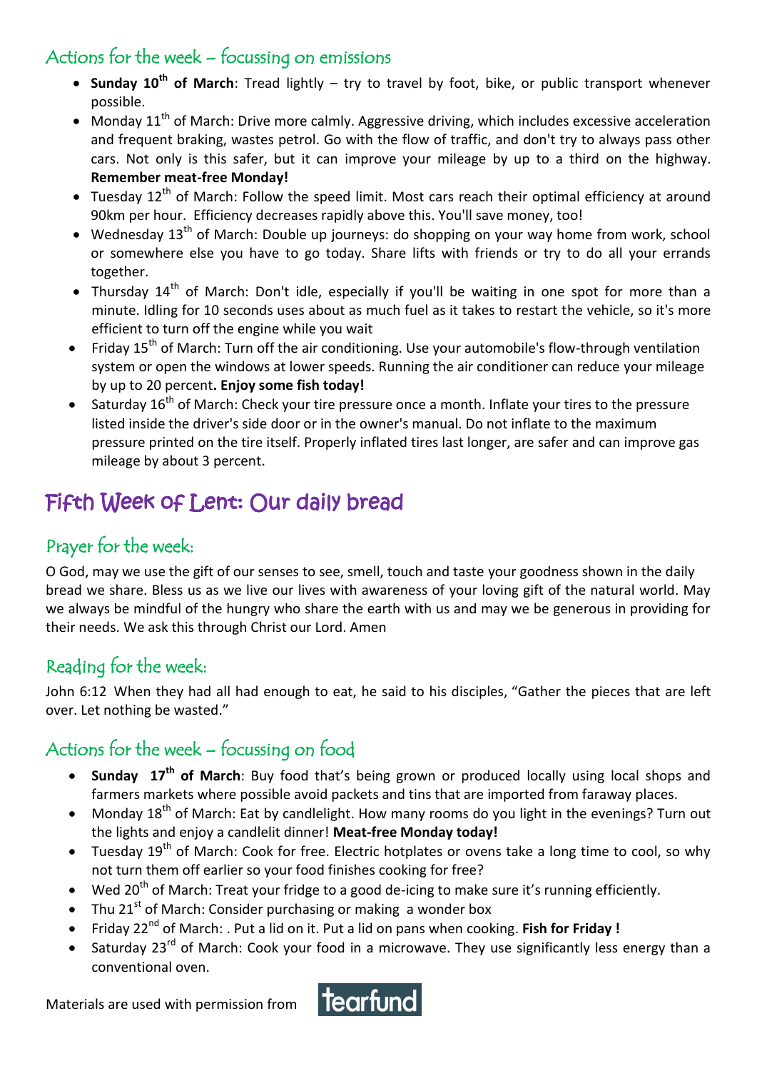## Actions for the week – focussing on emissions

- **Sunday 10th of March**: Tread lightly – try to travel by foot, bike, or public transport whenever possible.
- Monday 11th of March: Drive more calmly. Aggressive driving, which includes excessive acceleration and frequent braking, wastes petrol. Go with the flow of traffic, and don't try to always pass other cars. Not only is this safer, but it can improve your mileage by up to a third on the highway. **Remember meat-free Monday!**
- Tuesday 12th of March: Follow the speed limit. Most cars reach their optimal efficiency at around 90km per hour. Efficiency decreases rapidly above this. You'll save money, too!
- Wednesday 13th of March: Double up journeys: do shopping on your way home from work, school or somewhere else you have to go today. Share lifts with friends or try to do all your errands together.
- Thursday 14th of March: Don't idle, especially if you'll be waiting in one spot for more than a minute. Idling for 10 seconds uses about as much fuel as it takes to restart the vehicle, so it's more efficient to turn off the engine while you wait
- Friday 15th of March: Turn off the air conditioning. Use your automobile's flow-through ventilation system or open the windows at lower speeds. Running the air conditioner can reduce your mileage by up to 20 percent**. Enjoy some fish today!**
- Saturday 16th of March: Check your tire pressure once a month. Inflate your tires to the pressure listed inside the driver's side door or in the owner's manual. Do not inflate to the maximum pressure printed on the tire itself. Properly inflated tires last longer, are safer and can improve gas mileage by about 3 percent.

# Fifth Week of Lent: Our daily bread

## Prayer for the week:

O God, may we use the gift of our senses to see, smell, touch and taste your goodness shown in the daily bread we share. Bless us as we live our lives with awareness of your loving gift of the natural world. May we always be mindful of the hungry who share the earth with us and may we be generous in providing for their needs. We ask this through Christ our Lord. Amen

## Reading for the week:

John 6:12 When they had all had enough to eat, he said to his disciples, "Gather the pieces that are left over. Let nothing be wasted."

## Actions for the week – focussing on food

- **Sunday 17th of March**: Buy food that's being grown or produced locally using local shops and farmers markets where possible avoid packets and tins that are imported from faraway places.
- Monday 18th of March: Eat by candlelight. How many rooms do you light in the evenings? Turn out the lights and enjoy a candlelit dinner! **Meat-free Monday today!**
- Tuesday 19th of March: Cook for free. Electric hotplates or ovens take a long time to cool, so why not turn them off earlier so your food finishes cooking for free?
- Wed 20th of March: Treat your fridge to a good de-icing to make sure it's running efficiently.
- Thu 21st of March: Consider purchasing or making a wonder box
- Friday 22nd of March: . Put a lid on it. Put a lid on pans when cooking. **Fish for Friday !**
- Saturday 23rd of March: Cook your food in a microwave. They use significantly less energy than a conventional oven.

Materials are used with permission from tearfund